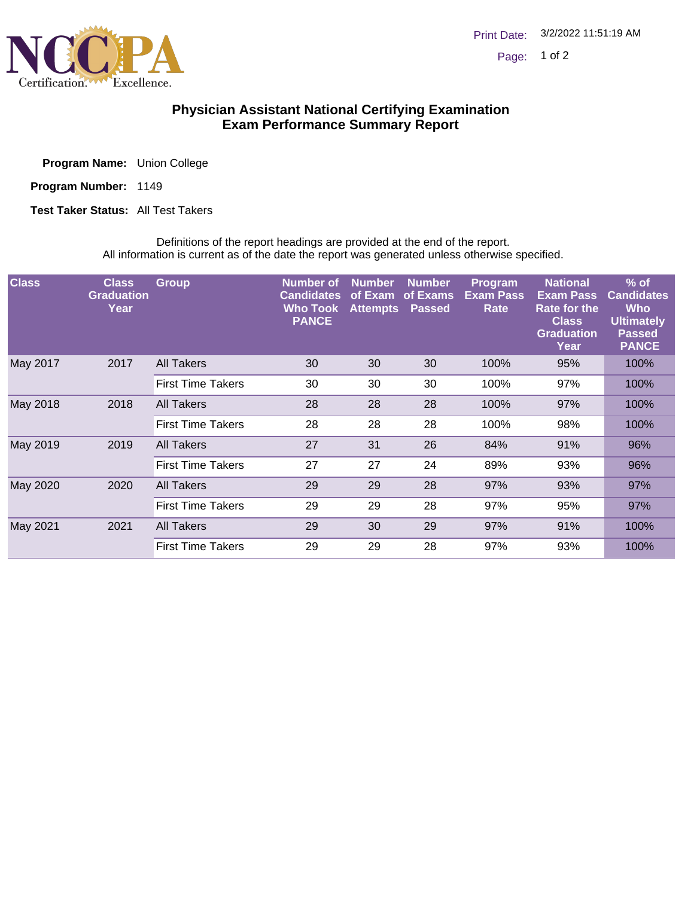# Physician Assistant National Certifying Examination
## Exam Performance Summary Report

**Program Name:** Union College

**Program Number:** 1149

**Test Taker Status:** All Test Takers

Definitions of the report headings are provided at the end of the report.
All information is current as of the date the report was generated unless otherwise specified.

| Class | Class Graduation Year | Group | Number of Candidates Who Took PANCE | Number of Exam Attempts | Number of Exams Passed | Program Exam Pass Rate | National Exam Pass Rate for the Class Graduation Year | % of Candidates Who Ultimately Passed PANCE |
|---|---|---|---|---|---|---|---|---|
| May 2017 | 2017 | All Takers | 30 | 30 | 30 | 100% | 95% | 100% |
| | | First Time Takers | 30 | 30 | 30 | 100% | 97% | 100% |
| May 2018 | 2018 | All Takers | 28 | 28 | 28 | 100% | 97% | 100% |
| | | First Time Takers | 28 | 28 | 28 | 100% | 98% | 100% |
| May 2019 | 2019 | All Takers | 27 | 31 | 26 | 84% | 91% | 96% |
| | | First Time Takers | 27 | 27 | 24 | 89% | 93% | 96% |
| May 2020 | 2020 | All Takers | 29 | 29 | 28 | 97% | 93% | 97% |
| | | First Time Takers | 29 | 29 | 28 | 97% | 95% | 97% |
| May 2021 | 2021 | All Takers | 29 | 30 | 29 | 97% | 91% | 100% |
| | | First Time Takers | 29 | 29 | 28 | 97% | 93% | 100% |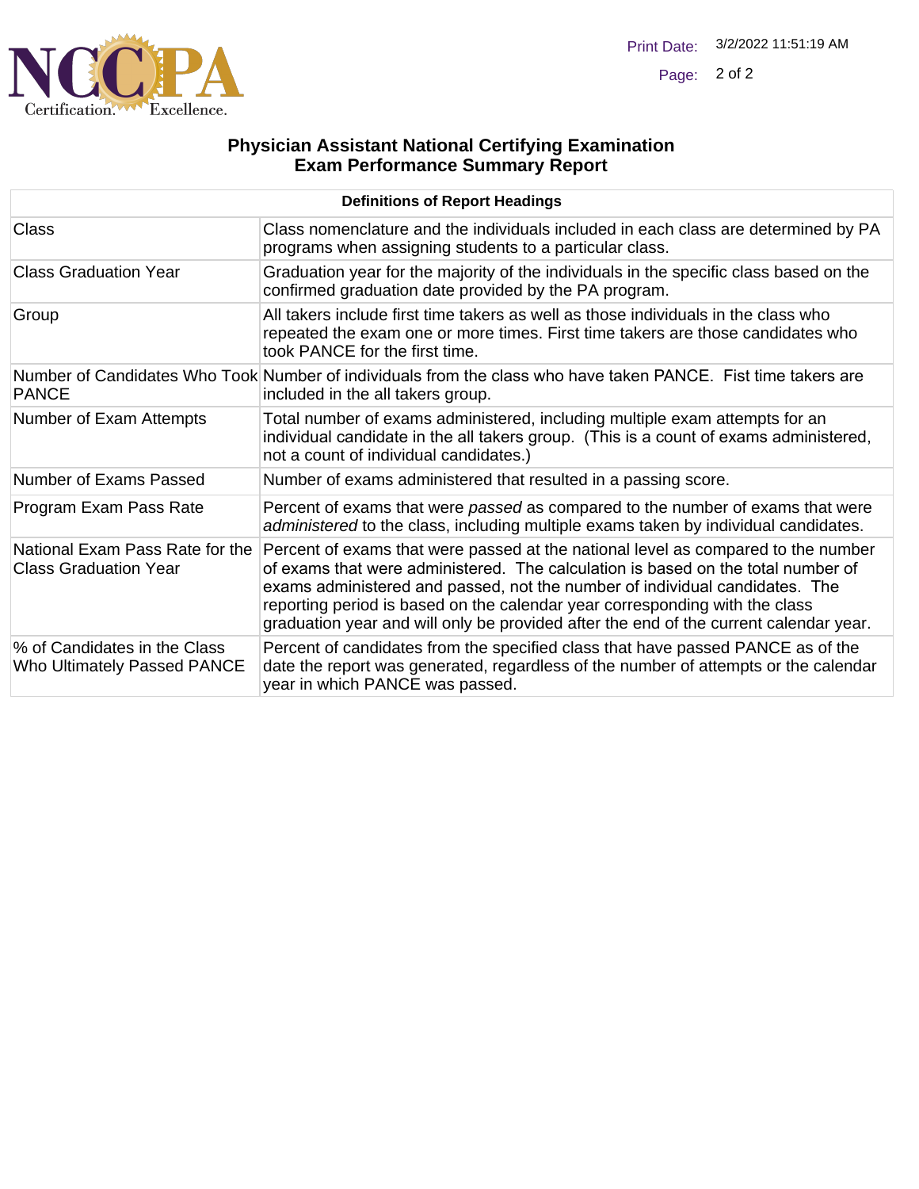# Physician Assistant National Certifying Examination
## Exam Performance Summary Report

| Definitions of Report Headings | |
|---|---|
| Class | Class nomenclature and the individuals included in each class are determined by PA programs when assigning students to a particular class. |
| Class Graduation Year | Graduation year for the majority of the individuals in the specific class based on the confirmed graduation date provided by the PA program. |
| Group | All takers include first time takers as well as those individuals in the class who repeated the exam one or more times. First time takers are those candidates who took PANCE for the first time. |
| Number of Candidates Who Took PANCE | Number of individuals from the class who have taken PANCE. Fist time takers are included in the all takers group. |
| Number of Exam Attempts | Total number of exams administered, including multiple exam attempts for an individual candidate in the all takers group. (This is a count of exams administered, not a count of individual candidates.) |
| Number of Exams Passed | Number of exams administered that resulted in a passing score. |
| Program Exam Pass Rate | Percent of exams that were *passed* as compared to the number of exams that were *administered* to the class, including multiple exams taken by individual candidates. |
| National Exam Pass Rate for the Class Graduation Year | Percent of exams that were passed at the national level as compared to the number of exams that were administered. The calculation is based on the total number of exams administered and passed, not the number of individual candidates. The reporting period is based on the calendar year corresponding with the class graduation year and will only be provided after the end of the current calendar year. |
| % of Candidates in the Class Who Ultimately Passed PANCE | Percent of candidates from the specified class that have passed PANCE as of the date the report was generated, regardless of the number of attempts or the calendar year in which PANCE was passed. |